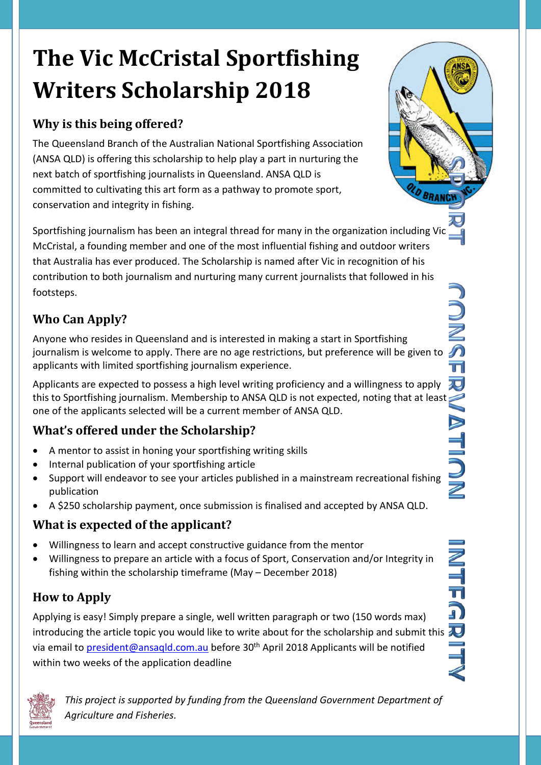# The Vic McCristal Sportfishing Writers Scholarship 2018

## Why is this being offered?

The Queensland Branch of the Australian National Sportfishing Association (ANSA QLD) is offering this scholarship to help play a part in nurturing the next batch of sportfishing journalists in Queensland. ANSA QLD is committed to cultivating this art form as a pathway to promote sport, conservation and integrity in fishing.

Sportfishing journalism has been an integral thread for many in the organization including Vic McCristal, a founding member and one of the most influential fishing and outdoor writers that Australia has ever produced. The Scholarship is named after Vic in recognition of his contribution to both journalism and nurturing many current journalists that followed in his footsteps.

## Who Can Apply?

Anyone who resides in Queensland and is interested in making a start in Sportfishing journalism is welcome to apply. There are no age restrictions, but preference will be given to applicants with limited sportfishing journalism experience.

Applicants are expected to possess a high level writing proficiency and a willingness to apply this to Sportfishing journalism. Membership to ANSA QLD is not expected, noting that at least one of the applicants selected will be a current member of ANSA QLD.

## What's offered under the Scholarship?

- A mentor to assist in honing your sportfishing writing skills
- Internal publication of your sportfishing article
- Support will endeavor to see your articles published in a mainstream recreational fishing publication
- A $250 scholarship payment, once submission is finalised and accepted by ANSA QLD.

## What is expected of the applicant?

- Willingness to learn and accept constructive guidance from the mentor
- Willingness to prepare an article with a focus of Sport, Conservation and/or Integrity in fishing within the scholarship timeframe (May – December 2018)

## How to Apply

Applying is easy! Simply prepare a single, well written paragraph or two (150 words max) introducing the article topic you would like to write about for the scholarship and submit this via email to [president@ansaqld.com.au](mailto:president@ansaqld.com.au) before 30th April 2018 Applicants will be notified within two weeks of the application deadline

SPORT CONSERVATION INTEGRITY

*This project is supported by funding from the Queensland Government Department of Agriculture and Fisheries.*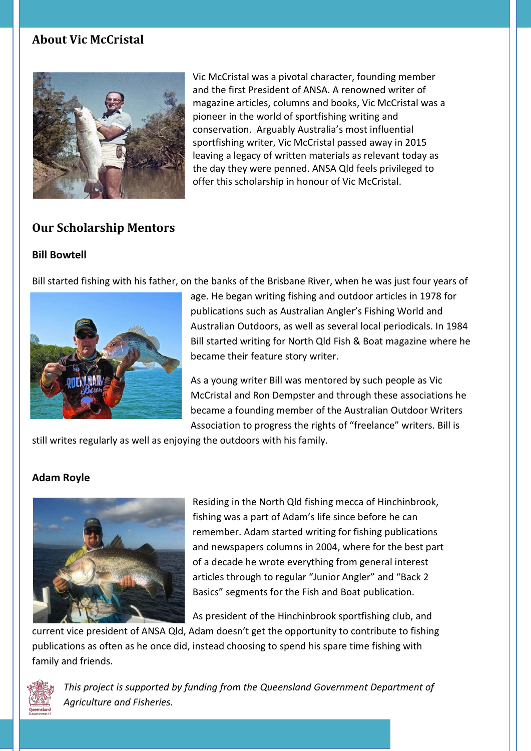## About Vic McCristal

Vic McCristal was a pivotal character, founding member and the first President of ANSA. A renowned writer of magazine articles, columns and books, Vic McCristal was a pioneer in the world of sportfishing writing and conservation. Arguably Australia's most influential sportfishing writer, Vic McCristal passed away in 2015 leaving a legacy of written materials as relevant today as the day they were penned. ANSA Qld feels privileged to offer this scholarship in honour of Vic McCristal.

## Our Scholarship Mentors

### Bill Bowtell

Bill started fishing with his father, on the banks of the Brisbane River, when he was just four years of age. He began writing fishing and outdoor articles in 1978 for publications such as Australian Angler's Fishing World and Australian Outdoors, as well as several local periodicals. In 1984 Bill started writing for North Qld Fish & Boat magazine where he became their feature story writer.

As a young writer Bill was mentored by such people as Vic McCristal and Ron Dempster and through these associations he became a founding member of the Australian Outdoor Writers Association to progress the rights of "freelance" writers. Bill is still writes regularly as well as enjoying the outdoors with his family.

### Adam Royle

Residing in the North Qld fishing mecca of Hinchinbrook, fishing was a part of Adam's life since before he can remember. Adam started writing for fishing publications and newspapers columns in 2004, where for the best part of a decade he wrote everything from general interest articles through to regular "Junior Angler" and "Back 2 Basics" segments for the Fish and Boat publication.

As president of the Hinchinbrook sportfishing club, and current vice president of ANSA Qld, Adam doesn't get the opportunity to contribute to fishing publications as often as he once did, instead choosing to spend his spare time fishing with family and friends.

*This project is supported by funding from the Queensland Government Department of Agriculture and Fisheries.*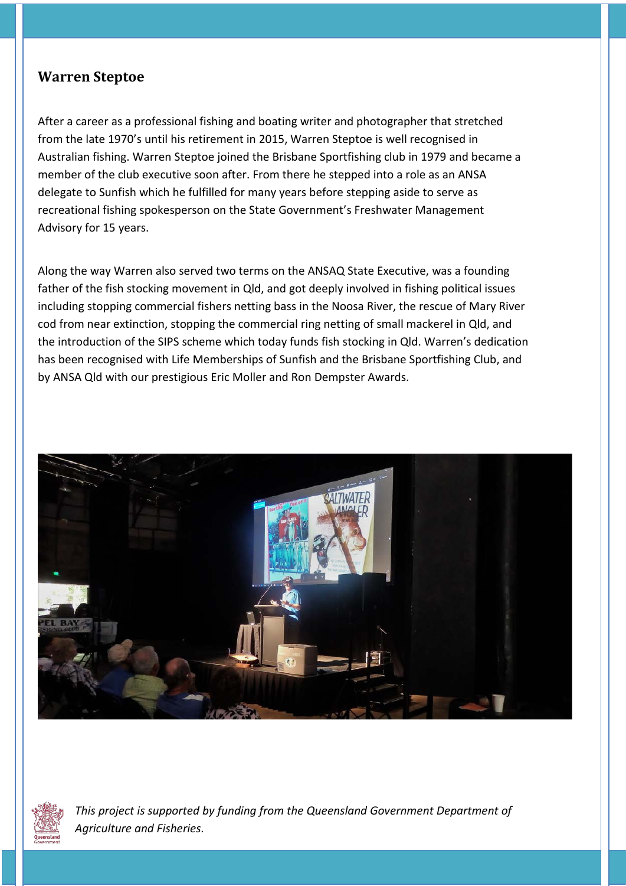## Warren Steptoe

After a career as a professional fishing and boating writer and photographer that stretched from the late 1970's until his retirement in 2015, Warren Steptoe is well recognised in Australian fishing. Warren Steptoe joined the Brisbane Sportfishing club in 1979 and became a member of the club executive soon after. From there he stepped into a role as an ANSA delegate to Sunfish which he fulfilled for many years before stepping aside to serve as recreational fishing spokesperson on the State Government's Freshwater Management Advisory for 15 years.

Along the way Warren also served two terms on the ANSAQ State Executive, was a founding father of the fish stocking movement in Qld, and got deeply involved in fishing political issues including stopping commercial fishers netting bass in the Noosa River, the rescue of Mary River cod from near extinction, stopping the commercial ring netting of small mackerel in Qld, and the introduction of the SIPS scheme which today funds fish stocking in Qld. Warren's dedication has been recognised with Life Memberships of Sunfish and the Brisbane Sportfishing Club, and by ANSA Qld with our prestigious Eric Moller and Ron Dempster Awards.

*This project is supported by funding from the Queensland Government Department of Agriculture and Fisheries.*